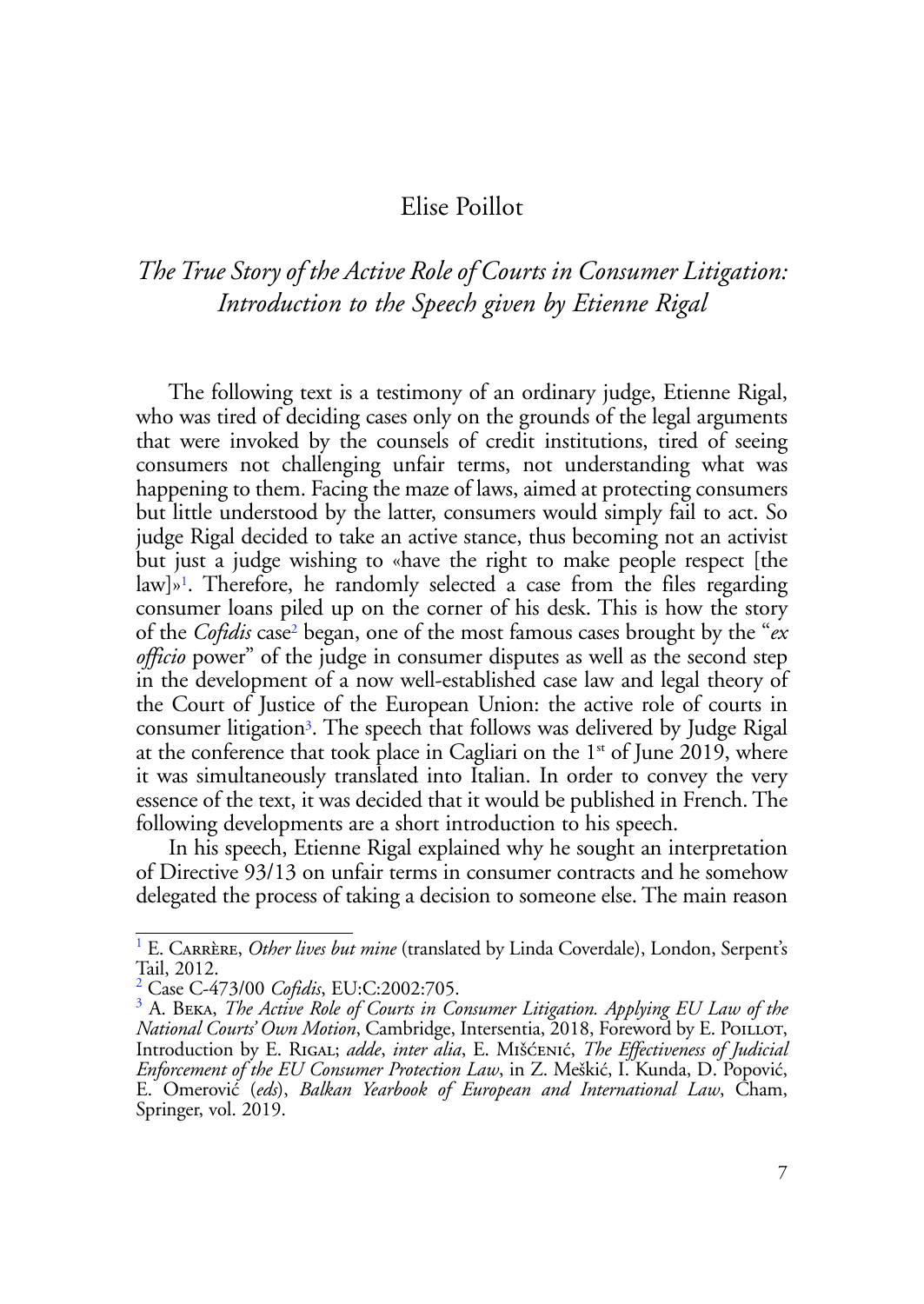# Elise Poillot

## *The True Story of the Active Role of Courts in Consumer Litigation: Introduction to the Speech given by Etienne Rigal*

The following text is a testimony of an ordinary judge, Etienne Rigal, who was tired of deciding cases only on the grounds of the legal arguments that were invoked by the counsels of credit institutions, tired of seeing consumers not challenging unfair terms, not understanding what was happening to them. Facing the maze of laws, aimed at protecting consumers but little understood by the latter, consumers would simply fail to act. So judge Rigal decided to take an active stance, thus becoming not an activist but just a judge wishing to «have the right to make people respect [the law]»[1]. Therefore, he randomly selected a case from the files regarding consumer loans piled up on the corner of his desk. This is how the story of the *Cofidis* case[2] began, one of the most famous cases brought by the "*ex officio* power" of the judge in consumer disputes as well as the second step in the development of a now well-established case law and legal theory of the Court of Justice of the European Union: the active role of courts in consumer litigation[3]. The speech that follows was delivered by Judge Rigal at the conference that took place in Cagliari on the 1st of June 2019, where it was simultaneously translated into Italian. In order to convey the very essence of the text, it was decided that it would be published in French. The following developments are a short introduction to his speech.

In his speech, Etienne Rigal explained why he sought an interpretation of Directive 93/13 on unfair terms in consumer contracts and he somehow delegated the process of taking a decision to someone else. The main reason

---

[1] E. Carrère, *Other lives but mine* (translated by Linda Coverdale), London, Serpent's Tail, 2012.

[2] Case C-473/00 *Cofidis*, EU:C:2002:705.

[3] A. Beka, *The Active Role of Courts in Consumer Litigation. Applying EU Law of the National Courts' Own Motion*, Cambridge, Intersentia, 2018, Foreword by E. Poillot, Introduction by E. Rigal; *adde*, *inter alia*, E. Mišćenić, *The Effectiveness of Judicial Enforcement of the EU Consumer Protection Law*, in Z. Meškić, I. Kunda, D. Popović, E. Omerović (*eds*), *Balkan Yearbook of European and International Law*, Cham, Springer, vol. 2019.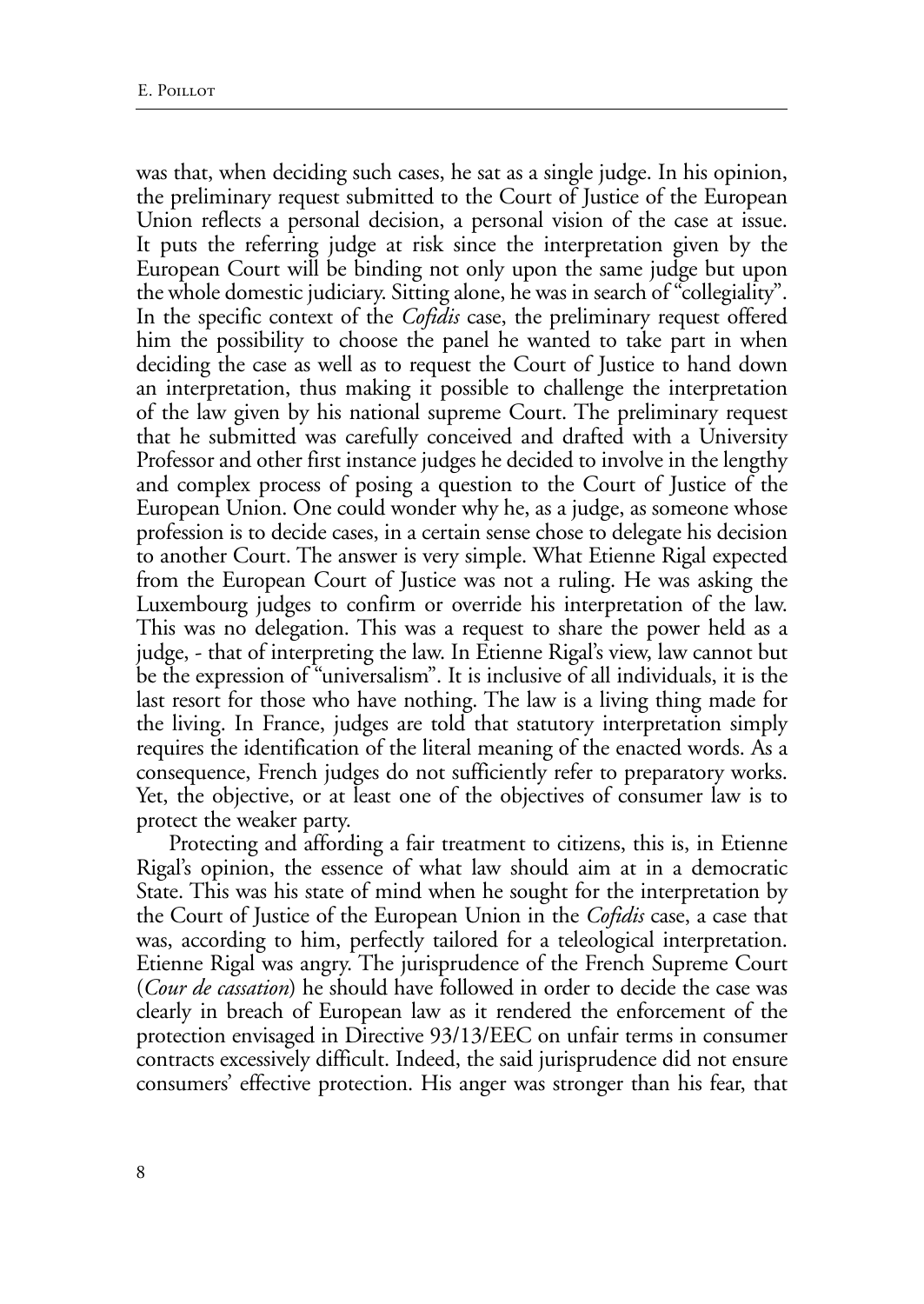was that, when deciding such cases, he sat as a single judge. In his opinion, the preliminary request submitted to the Court of Justice of the European Union reflects a personal decision, a personal vision of the case at issue. It puts the referring judge at risk since the interpretation given by the European Court will be binding not only upon the same judge but upon the whole domestic judiciary. Sitting alone, he was in search of "collegiality". In the specific context of the *Cofidis* case, the preliminary request offered him the possibility to choose the panel he wanted to take part in when deciding the case as well as to request the Court of Justice to hand down an interpretation, thus making it possible to challenge the interpretation of the law given by his national supreme Court. The preliminary request that he submitted was carefully conceived and drafted with a University Professor and other first instance judges he decided to involve in the lengthy and complex process of posing a question to the Court of Justice of the European Union. One could wonder why he, as a judge, as someone whose profession is to decide cases, in a certain sense chose to delegate his decision to another Court. The answer is very simple. What Etienne Rigal expected from the European Court of Justice was not a ruling. He was asking the Luxembourg judges to confirm or override his interpretation of the law. This was no delegation. This was a request to share the power held as a judge, - that of interpreting the law. In Etienne Rigal's view, law cannot but be the expression of "universalism". It is inclusive of all individuals, it is the last resort for those who have nothing. The law is a living thing made for the living. In France, judges are told that statutory interpretation simply requires the identification of the literal meaning of the enacted words. As a consequence, French judges do not sufficiently refer to preparatory works. Yet, the objective, or at least one of the objectives of consumer law is to protect the weaker party.

Protecting and affording a fair treatment to citizens, this is, in Etienne Rigal's opinion, the essence of what law should aim at in a democratic State. This was his state of mind when he sought for the interpretation by the Court of Justice of the European Union in the *Cofidis* case, a case that was, according to him, perfectly tailored for a teleological interpretation. Etienne Rigal was angry. The jurisprudence of the French Supreme Court (*Cour de cassation*) he should have followed in order to decide the case was clearly in breach of European law as it rendered the enforcement of the protection envisaged in Directive 93/13/EEC on unfair terms in consumer contracts excessively difficult. Indeed, the said jurisprudence did not ensure consumers' effective protection. His anger was stronger than his fear, that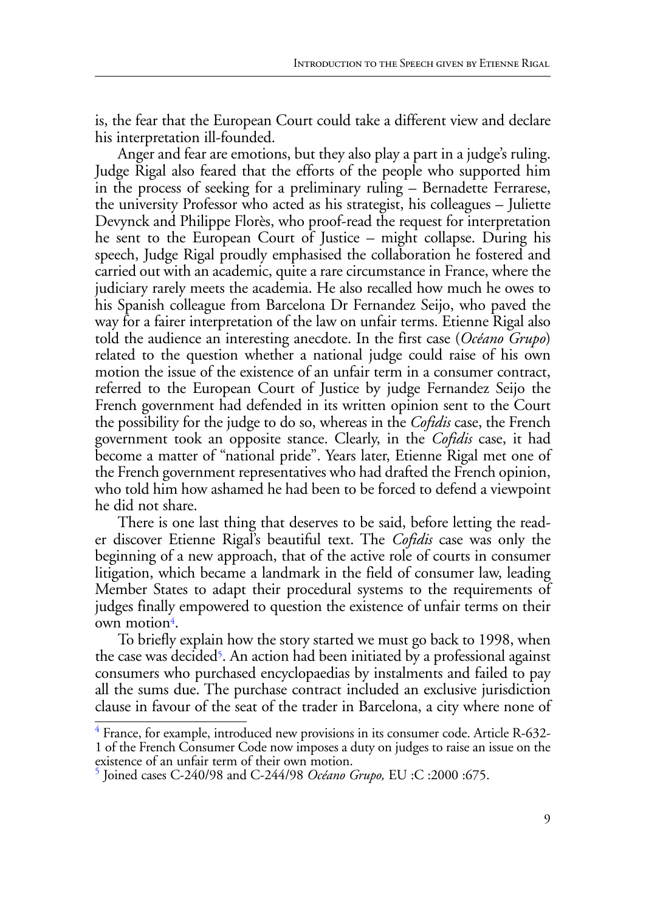is, the fear that the European Court could take a different view and declare his interpretation ill-founded.

Anger and fear are emotions, but they also play a part in a judge's ruling. Judge Rigal also feared that the efforts of the people who supported him in the process of seeking for a preliminary ruling – Bernadette Ferrarese, the university Professor who acted as his strategist, his colleagues – Juliette Devynck and Philippe Florès, who proof-read the request for interpretation he sent to the European Court of Justice – might collapse. During his speech, Judge Rigal proudly emphasised the collaboration he fostered and carried out with an academic, quite a rare circumstance in France, where the judiciary rarely meets the academia. He also recalled how much he owes to his Spanish colleague from Barcelona Dr Fernandez Seijo, who paved the way for a fairer interpretation of the law on unfair terms. Etienne Rigal also told the audience an interesting anecdote. In the first case (*Océano Grupo*) related to the question whether a national judge could raise of his own motion the issue of the existence of an unfair term in a consumer contract, referred to the European Court of Justice by judge Fernandez Seijo the French government had defended in its written opinion sent to the Court the possibility for the judge to do so, whereas in the *Cofidis* case, the French government took an opposite stance. Clearly, in the *Cofidis* case, it had become a matter of "national pride". Years later, Etienne Rigal met one of the French government representatives who had drafted the French opinion, who told him how ashamed he had been to be forced to defend a viewpoint he did not share.

There is one last thing that deserves to be said, before letting the reader discover Etienne Rigal's beautiful text. The *Cofidis* case was only the beginning of a new approach, that of the active role of courts in consumer litigation, which became a landmark in the field of consumer law, leading Member States to adapt their procedural systems to the requirements of judges finally empowered to question the existence of unfair terms on their own motion[4].

To briefly explain how the story started we must go back to 1998, when the case was decided[5]. An action had been initiated by a professional against consumers who purchased encyclopaedias by instalments and failed to pay all the sums due. The purchase contract included an exclusive jurisdiction clause in favour of the seat of the trader in Barcelona, a city where none of

---

[4] France, for example, introduced new provisions in its consumer code. Article R-632-1 of the French Consumer Code now imposes a duty on judges to raise an issue on the existence of an unfair term of their own motion.

[5] Joined cases C-240/98 and C-244/98 *Océano Grupo,* EU :C :2000 :675.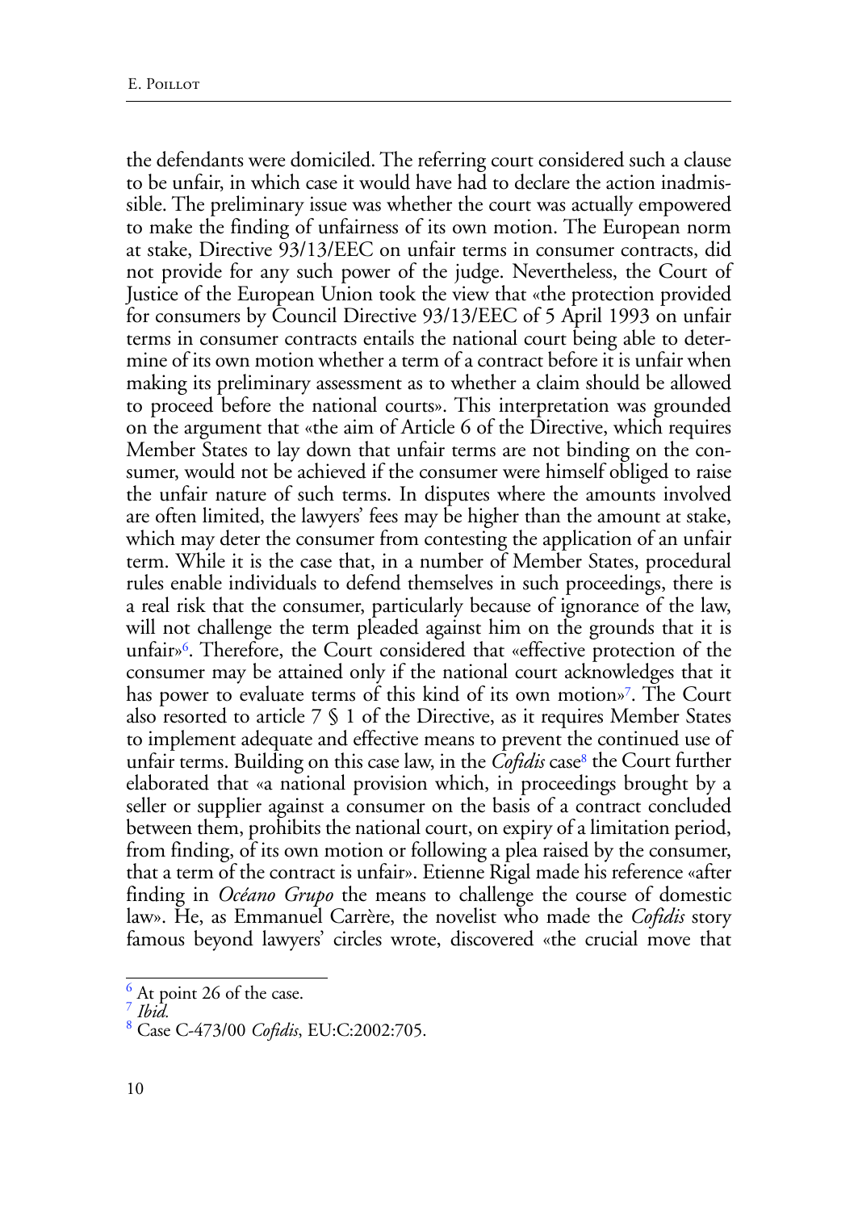the defendants were domiciled. The referring court considered such a clause to be unfair, in which case it would have had to declare the action inadmissible. The preliminary issue was whether the court was actually empowered to make the finding of unfairness of its own motion. The European norm at stake, Directive 93/13/EEC on unfair terms in consumer contracts, did not provide for any such power of the judge. Nevertheless, the Court of Justice of the European Union took the view that «the protection provided for consumers by Council Directive 93/13/EEC of 5 April 1993 on unfair terms in consumer contracts entails the national court being able to determine of its own motion whether a term of a contract before it is unfair when making its preliminary assessment as to whether a claim should be allowed to proceed before the national courts». This interpretation was grounded on the argument that «the aim of Article 6 of the Directive, which requires Member States to lay down that unfair terms are not binding on the consumer, would not be achieved if the consumer were himself obliged to raise the unfair nature of such terms. In disputes where the amounts involved are often limited, the lawyers' fees may be higher than the amount at stake, which may deter the consumer from contesting the application of an unfair term. While it is the case that, in a number of Member States, procedural rules enable individuals to defend themselves in such proceedings, there is a real risk that the consumer, particularly because of ignorance of the law, will not challenge the term pleaded against him on the grounds that it is unfair»[6]. Therefore, the Court considered that «effective protection of the consumer may be attained only if the national court acknowledges that it has power to evaluate terms of this kind of its own motion»[7]. The Court also resorted to article 7 § 1 of the Directive, as it requires Member States to implement adequate and effective means to prevent the continued use of unfair terms. Building on this case law, in the *Cofidis* case[8] the Court further elaborated that «a national provision which, in proceedings brought by a seller or supplier against a consumer on the basis of a contract concluded between them, prohibits the national court, on expiry of a limitation period, from finding, of its own motion or following a plea raised by the consumer, that a term of the contract is unfair». Etienne Rigal made his reference «after finding in *Océano Grupo* the means to challenge the course of domestic law». He, as Emmanuel Carrère, the novelist who made the *Cofidis* story famous beyond lawyers' circles wrote, discovered «the crucial move that

[6] At point 26 of the case.

[7] *Ibid.*

[8] Case C-473/00 *Cofidis*, EU:C:2002:705.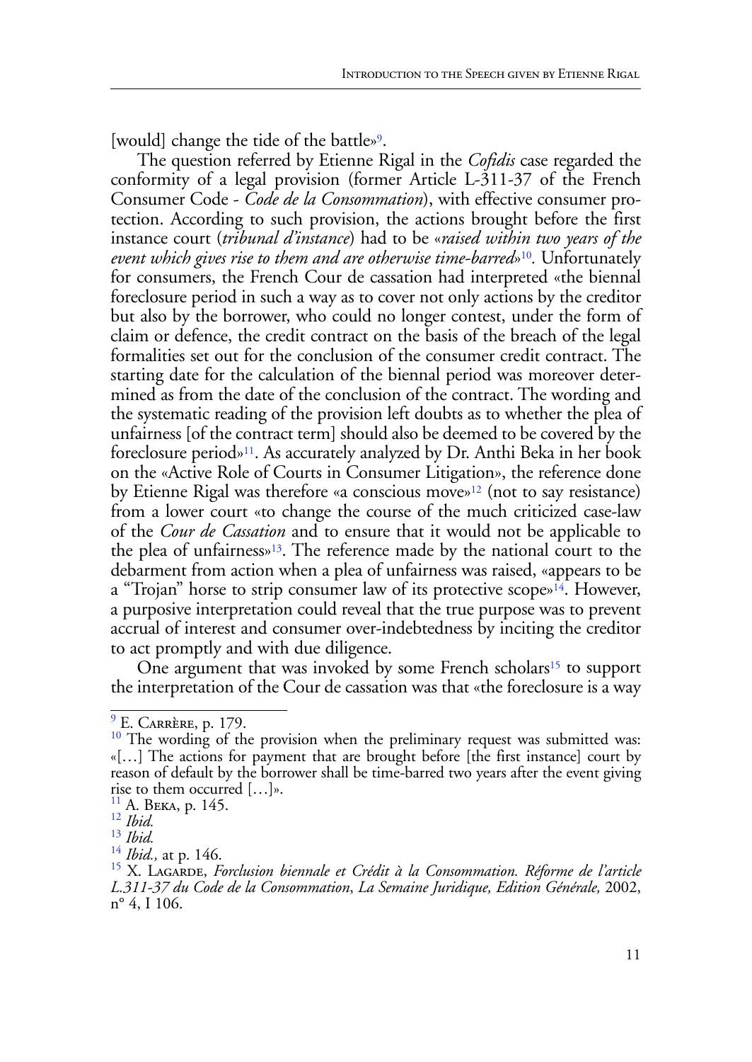[would] change the tide of the battle»[9].

The question referred by Etienne Rigal in the *Cofidis* case regarded the conformity of a legal provision (former Article L-311-37 of the French Consumer Code - *Code de la Consommation*), with effective consumer protection. According to such provision, the actions brought before the first instance court (*tribunal d'instance*) had to be «*raised within two years of the event which gives rise to them and are otherwise time-barred*»[10]. Unfortunately for consumers, the French Cour de cassation had interpreted «the biennal foreclosure period in such a way as to cover not only actions by the creditor but also by the borrower, who could no longer contest, under the form of claim or defence, the credit contract on the basis of the breach of the legal formalities set out for the conclusion of the consumer credit contract. The starting date for the calculation of the biennal period was moreover determined as from the date of the conclusion of the contract. The wording and the systematic reading of the provision left doubts as to whether the plea of unfairness [of the contract term] should also be deemed to be covered by the foreclosure period»[11]. As accurately analyzed by Dr. Anthi Beka in her book on the «Active Role of Courts in Consumer Litigation», the reference done by Etienne Rigal was therefore «a conscious move»[12] (not to say resistance) from a lower court «to change the course of the much criticized case-law of the *Cour de Cassation* and to ensure that it would not be applicable to the plea of unfairness»[13]. The reference made by the national court to the debarment from action when a plea of unfairness was raised, «appears to be a "Trojan" horse to strip consumer law of its protective scope»[14]. However, a purposive interpretation could reveal that the true purpose was to prevent accrual of interest and consumer over-indebtedness by inciting the creditor to act promptly and with due diligence.

One argument that was invoked by some French scholars[15] to support the interpretation of the Cour de cassation was that «the foreclosure is a way

---

[9] E. Carrère, p. 179.

[10] The wording of the provision when the preliminary request was submitted was: «[…] The actions for payment that are brought before [the first instance] court by reason of default by the borrower shall be time-barred two years after the event giving rise to them occurred […]».

[11] A. Beka, p. 145.

[12] *Ibid.*

[13] *Ibid.*

[14] *Ibid.,* at p. 146.

[15] X. Lagarde, *Forclusion biennale et Crédit à la Consommation. Réforme de l'article L.311-37 du Code de la Consommation*, *La Semaine Juridique, Edition Générale,* 2002, n° 4, I 106.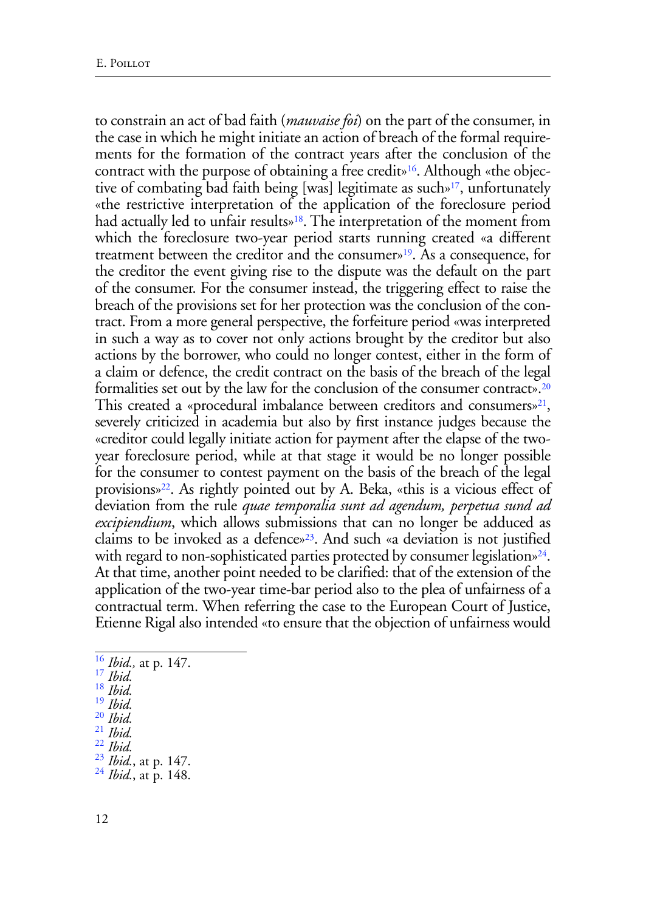to constrain an act of bad faith (*mauvaise foi*) on the part of the consumer, in the case in which he might initiate an action of breach of the formal requirements for the formation of the contract years after the conclusion of the contract with the purpose of obtaining a free credit»[16]. Although «the objective of combating bad faith being [was] legitimate as such»[17], unfortunately «the restrictive interpretation of the application of the foreclosure period had actually led to unfair results»[18]. The interpretation of the moment from which the foreclosure two-year period starts running created «a different treatment between the creditor and the consumer»[19]. As a consequence, for the creditor the event giving rise to the dispute was the default on the part of the consumer. For the consumer instead, the triggering effect to raise the breach of the provisions set for her protection was the conclusion of the contract. From a more general perspective, the forfeiture period «was interpreted in such a way as to cover not only actions brought by the creditor but also actions by the borrower, who could no longer contest, either in the form of a claim or defence, the credit contract on the basis of the breach of the legal formalities set out by the law for the conclusion of the consumer contract».[20] This created a «procedural imbalance between creditors and consumers»[21], severely criticized in academia but also by first instance judges because the «creditor could legally initiate action for payment after the elapse of the two-year foreclosure period, while at that stage it would be no longer possible for the consumer to contest payment on the basis of the breach of the legal provisions»[22]. As rightly pointed out by A. Beka, «this is a vicious effect of deviation from the rule *quae temporalia sunt ad agendum, perpetua sund ad excipiendium*, which allows submissions that can no longer be adduced as claims to be invoked as a defence»[23]. And such «a deviation is not justified with regard to non-sophisticated parties protected by consumer legislation»[24]. At that time, another point needed to be clarified: that of the extension of the application of the two-year time-bar period also to the plea of unfairness of a contractual term. When referring the case to the European Court of Justice, Etienne Rigal also intended «to ensure that the objection of unfairness would

[16] *Ibid.,* at p. 147.
[17] *Ibid.*
[18] *Ibid.*
[19] *Ibid.*
[20] *Ibid.*
[21] *Ibid.*
[22] *Ibid.*
[23] *Ibid.*, at p. 147.
[24] *Ibid.*, at p. 148.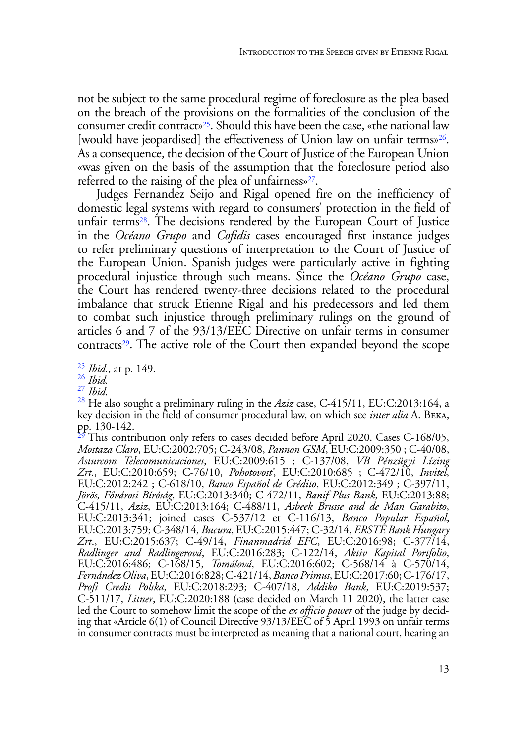not be subject to the same procedural regime of foreclosure as the plea based on the breach of the provisions on the formalities of the conclusion of the consumer credit contract»[25]. Should this have been the case, «the national law [would have jeopardised] the effectiveness of Union law on unfair terms»[26]. As a consequence, the decision of the Court of Justice of the European Union «was given on the basis of the assumption that the foreclosure period also referred to the raising of the plea of unfairness»[27].

Judges Fernandez Seijo and Rigal opened fire on the inefficiency of domestic legal systems with regard to consumers' protection in the field of unfair terms[28]. The decisions rendered by the European Court of Justice in the *Océano Grupo* and *Cofidis* cases encouraged first instance judges to refer preliminary questions of interpretation to the Court of Justice of the European Union. Spanish judges were particularly active in fighting procedural injustice through such means. Since the *Océano Grupo* case, the Court has rendered twenty-three decisions related to the procedural imbalance that struck Etienne Rigal and his predecessors and led them to combat such injustice through preliminary rulings on the ground of articles 6 and 7 of the 93/13/EEC Directive on unfair terms in consumer contracts[29]. The active role of the Court then expanded beyond the scope

---

[25] *Ibid.*, at p. 149.

[26] *Ibid.*

[27] *Ibid.*

[28] He also sought a preliminary ruling in the *Aziz* case, C-415/11, EU:C:2013:164, a key decision in the field of consumer procedural law, on which see *inter alia* A. Beka, pp. 130-142.

[29] This contribution only refers to cases decided before April 2020. Cases C-168/05, *Mostaza Claro*, EU:C:2002:705; C-243/08, *Pannon GSM*, EU:C:2009:350 ; C-40/08, *Asturcom Telecomunicaciones*, EU:C:2009:615 ; C-137/08, *VB Pénzügyi Lízing Zrt.*, EU:C:2010:659; C-76/10, *Pohotovosť*, EU:C:2010:685 ; C-472/10, *Invitel*, EU:C:2012:242 ; C-618/10, *Banco Español de Crédito*, EU:C:2012:349 ; C-397/11, *Jörös, Fővárosi Bíróság*, EU:C:2013:340; C-472/11, *Banif Plus Bank*, EU:C:2013:88; C-415/11, *Aziz*, EU:C:2013:164; C-488/11, *Asbeek Brusse and de Man Garabito*, EU:C:2013:341; joined cases C-537/12 et C-116/13, *Banco Popular Español*, EU:C:2013:759; C-348/14, *Bucura*, EU:C:2015:447; C-32/14, *ERSTE Bank Hungary Zrt.*, EU:C:2015:637; C-49/14, *Finanmadrid EFC*, EU:C:2016:98; C-377/14, *Radlinger and Radlingerová*, EU:C:2016:283; C-122/14, *Aktiv Kapital Portfolio*, EU:C:2016:486; C-168/15, *Tomášová*, EU:C:2016:602; C-568/14 à C-570/14, *Fernández Oliva*, EU:C:2016:828; C-421/14, *Banco Primus*, EU:C:2017:60; C-176/17, *Profi Credit Polska*, EU:C:2018:293; C-407/18, *Addiko Bank*, EU:C:2019:537; C-511/17, *Litner*, EU:C:2020:188 (case decided on March 11 2020), the latter case led the Court to somehow limit the scope of the *ex officio power* of the judge by deciding that «Article 6(1) of Council Directive 93/13/EEC of 5 April 1993 on unfair terms in consumer contracts must be interpreted as meaning that a national court, hearing an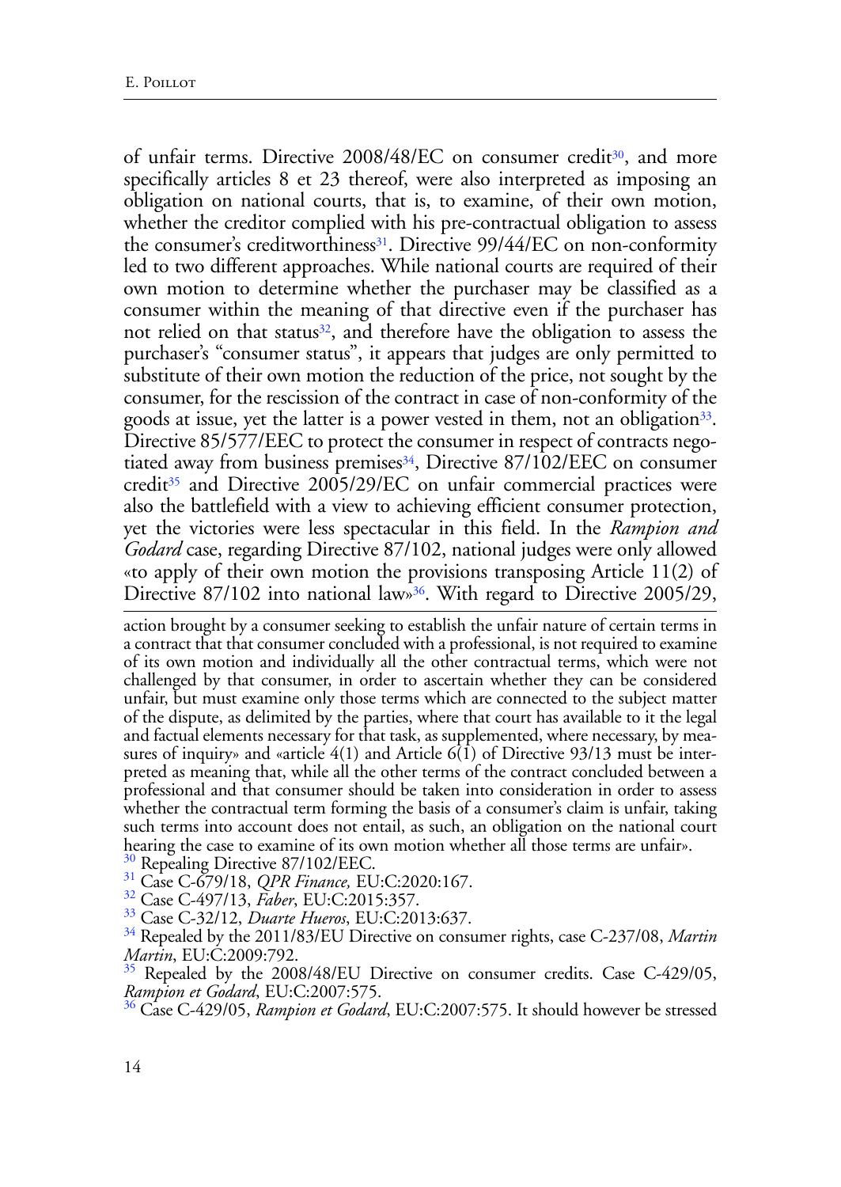of unfair terms. Directive 2008/48/EC on consumer credit[30], and more specifically articles 8 et 23 thereof, were also interpreted as imposing an obligation on national courts, that is, to examine, of their own motion, whether the creditor complied with his pre-contractual obligation to assess the consumer's creditworthiness[31]. Directive 99/44/EC on non-conformity led to two different approaches. While national courts are required of their own motion to determine whether the purchaser may be classified as a consumer within the meaning of that directive even if the purchaser has not relied on that status[32], and therefore have the obligation to assess the purchaser's "consumer status", it appears that judges are only permitted to substitute of their own motion the reduction of the price, not sought by the consumer, for the rescission of the contract in case of non-conformity of the goods at issue, yet the latter is a power vested in them, not an obligation[33]. Directive 85/577/EEC to protect the consumer in respect of contracts negotiated away from business premises[34], Directive 87/102/EEC on consumer credit[35] and Directive 2005/29/EC on unfair commercial practices were also the battlefield with a view to achieving efficient consumer protection, yet the victories were less spectacular in this field. In the *Rampion and Godard* case, regarding Directive 87/102, national judges were only allowed «to apply of their own motion the provisions transposing Article 11(2) of Directive 87/102 into national law»[36]. With regard to Directive 2005/29,

---

action brought by a consumer seeking to establish the unfair nature of certain terms in a contract that that consumer concluded with a professional, is not required to examine of its own motion and individually all the other contractual terms, which were not challenged by that consumer, in order to ascertain whether they can be considered unfair, but must examine only those terms which are connected to the subject matter of the dispute, as delimited by the parties, where that court has available to it the legal and factual elements necessary for that task, as supplemented, where necessary, by measures of inquiry» and «article 4(1) and Article 6(1) of Directive 93/13 must be interpreted as meaning that, while all the other terms of the contract concluded between a professional and that consumer should be taken into consideration in order to assess whether the contractual term forming the basis of a consumer's claim is unfair, taking such terms into account does not entail, as such, an obligation on the national court hearing the case to examine of its own motion whether all those terms are unfair».

[30] Repealing Directive 87/102/EEC.

[31] Case C-679/18, *QPR Finance,* EU:C:2020:167.

[32] Case C-497/13, *Faber*, EU:C:2015:357.

[33] Case C-32/12, *Duarte Hueros*, EU:C:2013:637.

[34] Repealed by the 2011/83/EU Directive on consumer rights, case C-237/08, *Martin Martin*, EU:C:2009:792.

[35] Repealed by the 2008/48/EU Directive on consumer credits. Case C-429/05, *Rampion et Godard*, EU:C:2007:575.

[36] Case C-429/05, *Rampion et Godard*, EU:C:2007:575. It should however be stressed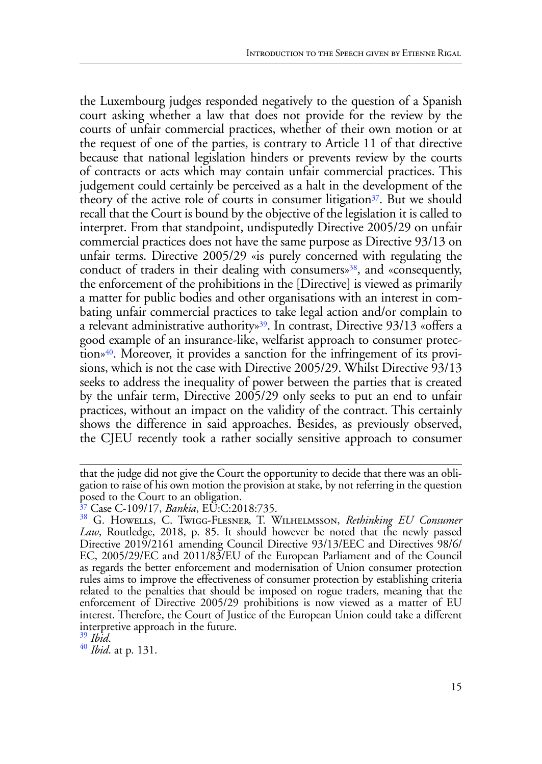the Luxembourg judges responded negatively to the question of a Spanish court asking whether a law that does not provide for the review by the courts of unfair commercial practices, whether of their own motion or at the request of one of the parties, is contrary to Article 11 of that directive because that national legislation hinders or prevents review by the courts of contracts or acts which may contain unfair commercial practices. This judgement could certainly be perceived as a halt in the development of the theory of the active role of courts in consumer litigation[37]. But we should recall that the Court is bound by the objective of the legislation it is called to interpret. From that standpoint, undisputedly Directive 2005/29 on unfair commercial practices does not have the same purpose as Directive 93/13 on unfair terms. Directive 2005/29 «is purely concerned with regulating the conduct of traders in their dealing with consumers»[38], and «consequently, the enforcement of the prohibitions in the [Directive] is viewed as primarily a matter for public bodies and other organisations with an interest in combating unfair commercial practices to take legal action and/or complain to a relevant administrative authority»[39]. In contrast, Directive 93/13 «offers a good example of an insurance-like, welfarist approach to consumer protection»[40]. Moreover, it provides a sanction for the infringement of its provisions, which is not the case with Directive 2005/29. Whilst Directive 93/13 seeks to address the inequality of power between the parties that is created by the unfair term, Directive 2005/29 only seeks to put an end to unfair practices, without an impact on the validity of the contract. This certainly shows the difference in said approaches. Besides, as previously observed, the CJEU recently took a rather socially sensitive approach to consumer

---

that the judge did not give the Court the opportunity to decide that there was an obligation to raise of his own motion the provision at stake, by not referring in the question posed to the Court to an obligation.

[37] Case C-109/17, *Bankia*, EU:C:2018:735.

[38] G. Howells, C. Twigg-Flesner, T. Wilhelmsson, *Rethinking EU Consumer Law*, Routledge, 2018, p. 85. It should however be noted that the newly passed Directive 2019/2161 amending Council Directive 93/13/EEC and Directives 98/6/EC, 2005/29/EC and 2011/83/EU of the European Parliament and of the Council as regards the better enforcement and modernisation of Union consumer protection rules aims to improve the effectiveness of consumer protection by establishing criteria related to the penalties that should be imposed on rogue traders, meaning that the enforcement of Directive 2005/29 prohibitions is now viewed as a matter of EU interest. Therefore, the Court of Justice of the European Union could take a different interpretive approach in the future.

[39] *Ibid*.

[40] *Ibid*. at p. 131.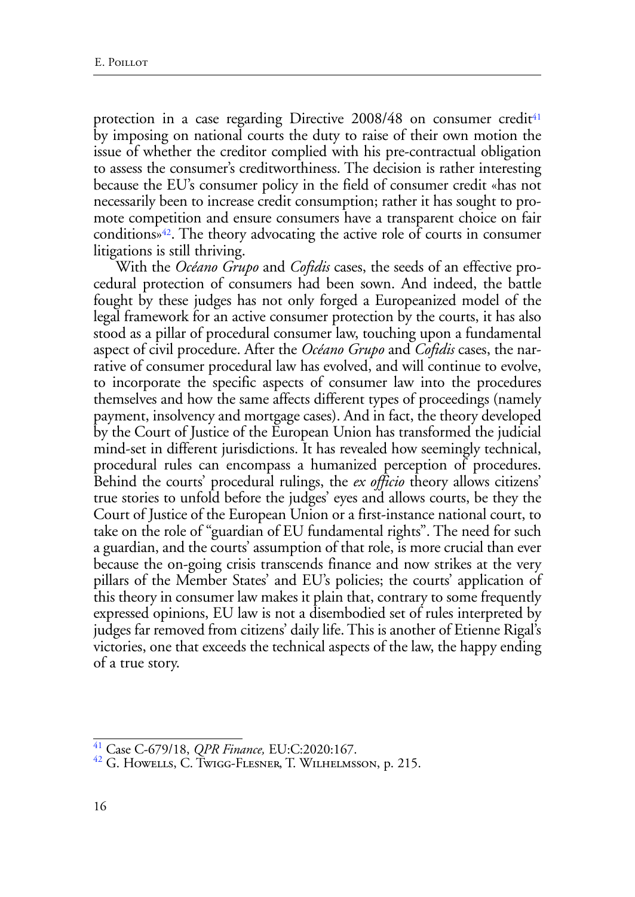protection in a case regarding Directive 2008/48 on consumer credit[41] by imposing on national courts the duty to raise of their own motion the issue of whether the creditor complied with his pre-contractual obligation to assess the consumer's creditworthiness. The decision is rather interesting because the EU's consumer policy in the field of consumer credit «has not necessarily been to increase credit consumption; rather it has sought to promote competition and ensure consumers have a transparent choice on fair conditions»[42]. The theory advocating the active role of courts in consumer litigations is still thriving.

With the *Océano Grupo* and *Cofidis* cases, the seeds of an effective procedural protection of consumers had been sown. And indeed, the battle fought by these judges has not only forged a Europeanized model of the legal framework for an active consumer protection by the courts, it has also stood as a pillar of procedural consumer law, touching upon a fundamental aspect of civil procedure. After the *Océano Grupo* and *Cofidis* cases, the narrative of consumer procedural law has evolved, and will continue to evolve, to incorporate the specific aspects of consumer law into the procedures themselves and how the same affects different types of proceedings (namely payment, insolvency and mortgage cases). And in fact, the theory developed by the Court of Justice of the European Union has transformed the judicial mind-set in different jurisdictions. It has revealed how seemingly technical, procedural rules can encompass a humanized perception of procedures. Behind the courts' procedural rulings, the *ex officio* theory allows citizens' true stories to unfold before the judges' eyes and allows courts, be they the Court of Justice of the European Union or a first-instance national court, to take on the role of "guardian of EU fundamental rights". The need for such a guardian, and the courts' assumption of that role, is more crucial than ever because the on-going crisis transcends finance and now strikes at the very pillars of the Member States' and EU's policies; the courts' application of this theory in consumer law makes it plain that, contrary to some frequently expressed opinions, EU law is not a disembodied set of rules interpreted by judges far removed from citizens' daily life. This is another of Etienne Rigal's victories, one that exceeds the technical aspects of the law, the happy ending of a true story.

---

[41] Case C-679/18, *QPR Finance,* EU:C:2020:167.

[42] G. Howells, C. Twigg-Flesner, T. Wilhelmsson, p. 215.